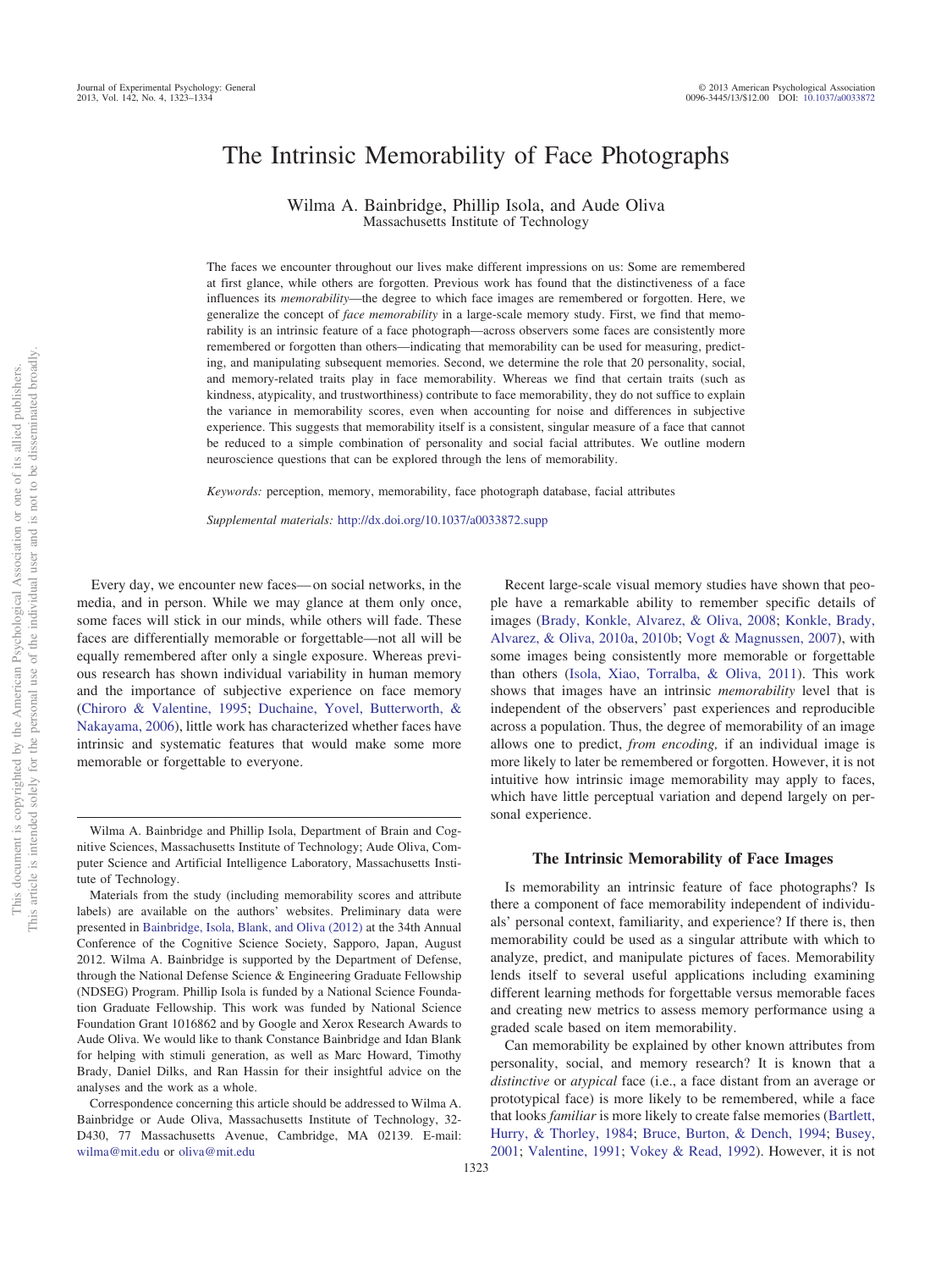# The Intrinsic Memorability of Face Photographs

Wilma A. Bainbridge, Phillip Isola, and Aude Oliva
Massachusetts Institute of Technology

The faces we encounter throughout our lives make different impressions on us: Some are remembered at first glance, while others are forgotten. Previous work has found that the distinctiveness of a face influences its *memorability*—the degree to which face images are remembered or forgotten. Here, we generalize the concept of *face memorability* in a large-scale memory study. First, we find that memorability is an intrinsic feature of a face photograph—across observers some faces are consistently more remembered or forgotten than others—indicating that memorability can be used for measuring, predicting, and manipulating subsequent memories. Second, we determine the role that 20 personality, social, and memory-related traits play in face memorability. Whereas we find that certain traits (such as kindness, atypicality, and trustworthiness) contribute to face memorability, they do not suffice to explain the variance in memorability scores, even when accounting for noise and differences in subjective experience. This suggests that memorability itself is a consistent, singular measure of a face that cannot be reduced to a simple combination of personality and social facial attributes. We outline modern neuroscience questions that can be explored through the lens of memorability.

*Keywords:* perception, memory, memorability, face photograph database, facial attributes

*Supplemental materials:* http://dx.doi.org/10.1037/a0033872.supp

Every day, we encounter new faces—on social networks, in the media, and in person. While we may glance at them only once, some faces will stick in our minds, while others will fade. These faces are differentially memorable or forgettable—not all will be equally remembered after only a single exposure. Whereas previous research has shown individual variability in human memory and the importance of subjective experience on face memory (Chiroro & Valentine, 1995; Duchaine, Yovel, Butterworth, & Nakayama, 2006), little work has characterized whether faces have intrinsic and systematic features that would make some more memorable or forgettable to everyone.

Recent large-scale visual memory studies have shown that people have a remarkable ability to remember specific details of images (Brady, Konkle, Alvarez, & Oliva, 2008; Konkle, Brady, Alvarez, & Oliva, 2010a, 2010b; Vogt & Magnussen, 2007), with some images being consistently more memorable or forgettable than others (Isola, Xiao, Torralba, & Oliva, 2011). This work shows that images have an intrinsic *memorability* level that is independent of the observers' past experiences and reproducible across a population. Thus, the degree of memorability of an image allows one to predict, *from encoding,* if an individual image is more likely to later be remembered or forgotten. However, it is not intuitive how intrinsic image memorability may apply to faces, which have little perceptual variation and depend largely on personal experience.

## The Intrinsic Memorability of Face Images

Is memorability an intrinsic feature of face photographs? Is there a component of face memorability independent of individuals' personal context, familiarity, and experience? If there is, then memorability could be used as a singular attribute with which to analyze, predict, and manipulate pictures of faces. Memorability lends itself to several useful applications including examining different learning methods for forgettable versus memorable faces and creating new metrics to assess memory performance using a graded scale based on item memorability.

Can memorability be explained by other known attributes from personality, social, and memory research? It is known that a *distinctive* or *atypical* face (i.e., a face distant from an average or prototypical face) is more likely to be remembered, while a face that looks *familiar* is more likely to create false memories (Bartlett, Hurry, & Thorley, 1984; Bruce, Burton, & Dench, 1994; Busey, 2001; Valentine, 1991; Vokey & Read, 1992). However, it is not

---

Wilma A. Bainbridge and Phillip Isola, Department of Brain and Cognitive Sciences, Massachusetts Institute of Technology; Aude Oliva, Computer Science and Artificial Intelligence Laboratory, Massachusetts Institute of Technology.

Materials from the study (including memorability scores and attribute labels) are available on the authors' websites. Preliminary data were presented in Bainbridge, Isola, Blank, and Oliva (2012) at the 34th Annual Conference of the Cognitive Science Society, Sapporo, Japan, August 2012. Wilma A. Bainbridge is supported by the Department of Defense, through the National Defense Science & Engineering Graduate Fellowship (NDSEG) Program. Phillip Isola is funded by a National Science Foundation Graduate Fellowship. This work was funded by National Science Foundation Grant 1016862 and by Google and Xerox Research Awards to Aude Oliva. We would like to thank Constance Bainbridge and Idan Blank for helping with stimuli generation, as well as Marc Howard, Timothy Brady, Daniel Dilks, and Ran Hassin for their insightful advice on the analyses and the work as a whole.

Correspondence concerning this article should be addressed to Wilma A. Bainbridge or Aude Oliva, Massachusetts Institute of Technology, 32-D430, 77 Massachusetts Avenue, Cambridge, MA 02139. E-mail: wilma@mit.edu or oliva@mit.edu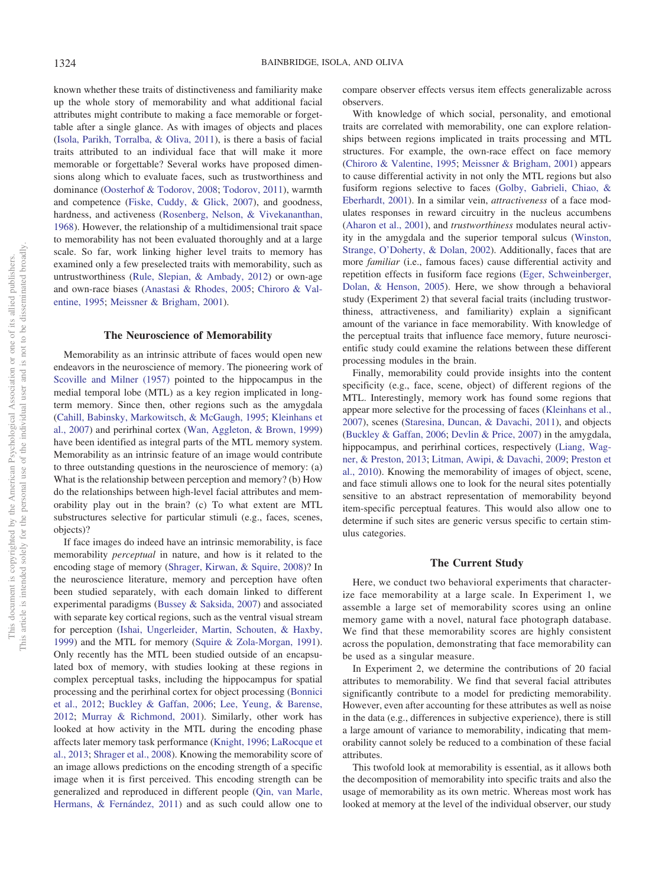known whether these traits of distinctiveness and familiarity make up the whole story of memorability and what additional facial attributes might contribute to making a face memorable or forgettable after a single glance. As with images of objects and places (Isola, Parikh, Torralba, & Oliva, 2011), is there a basis of facial traits attributed to an individual face that will make it more memorable or forgettable? Several works have proposed dimensions along which to evaluate faces, such as trustworthiness and dominance (Oosterhof & Todorov, 2008; Todorov, 2011), warmth and competence (Fiske, Cuddy, & Glick, 2007), and goodness, hardness, and activeness (Rosenberg, Nelson, & Vivekananthan, 1968). However, the relationship of a multidimensional trait space to memorability has not been evaluated thoroughly and at a large scale. So far, work linking higher level traits to memory has examined only a few preselected traits with memorability, such as untrustworthiness (Rule, Slepian, & Ambady, 2012) or own-age and own-race biases (Anastasi & Rhodes, 2005; Chiroro & Valentine, 1995; Meissner & Brigham, 2001).

## The Neuroscience of Memorability

Memorability as an intrinsic attribute of faces would open new endeavors in the neuroscience of memory. The pioneering work of Scoville and Milner (1957) pointed to the hippocampus in the medial temporal lobe (MTL) as a key region implicated in long-term memory. Since then, other regions such as the amygdala (Cahill, Babinsky, Markowitsch, & McGaugh, 1995; Kleinhans et al., 2007) and perirhinal cortex (Wan, Aggleton, & Brown, 1999) have been identified as integral parts of the MTL memory system. Memorability as an intrinsic feature of an image would contribute to three outstanding questions in the neuroscience of memory: (a) What is the relationship between perception and memory? (b) How do the relationships between high-level facial attributes and memorability play out in the brain? (c) To what extent are MTL substructures selective for particular stimuli (e.g., faces, scenes, objects)?

If face images do indeed have an intrinsic memorability, is face memorability *perceptual* in nature, and how is it related to the encoding stage of memory (Shrager, Kirwan, & Squire, 2008)? In the neuroscience literature, memory and perception have often been studied separately, with each domain linked to different experimental paradigms (Bussey & Saksida, 2007) and associated with separate key cortical regions, such as the ventral visual stream for perception (Ishai, Ungerleider, Martin, Schouten, & Haxby, 1999) and the MTL for memory (Squire & Zola-Morgan, 1991). Only recently has the MTL been studied outside of an encapsulated box of memory, with studies looking at these regions in complex perceptual tasks, including the hippocampus for spatial processing and the perirhinal cortex for object processing (Bonnici et al., 2012; Buckley & Gaffan, 2006; Lee, Yeung, & Barense, 2012; Murray & Richmond, 2001). Similarly, other work has looked at how activity in the MTL during the encoding phase affects later memory task performance (Knight, 1996; LaRocque et al., 2013; Shrager et al., 2008). Knowing the memorability score of an image allows predictions on the encoding strength of a specific image when it is first perceived. This encoding strength can be generalized and reproduced in different people (Qin, van Marle, Hermans, & Fernández, 2011) and as such could allow one to compare observer effects versus item effects generalizable across observers.

With knowledge of which social, personality, and emotional traits are correlated with memorability, one can explore relationships between regions implicated in traits processing and MTL structures. For example, the own-race effect on face memory (Chiroro & Valentine, 1995; Meissner & Brigham, 2001) appears to cause differential activity in not only the MTL regions but also fusiform regions selective to faces (Golby, Gabrieli, Chiao, & Eberhardt, 2001). In a similar vein, *attractiveness* of a face modulates responses in reward circuitry in the nucleus accumbens (Aharon et al., 2001), and *trustworthiness* modulates neural activity in the amygdala and the superior temporal sulcus (Winston, Strange, O'Doherty, & Dolan, 2002). Additionally, faces that are more *familiar* (i.e., famous faces) cause differential activity and repetition effects in fusiform face regions (Eger, Schweinberger, Dolan, & Henson, 2005). Here, we show through a behavioral study (Experiment 2) that several facial traits (including trustworthiness, attractiveness, and familiarity) explain a significant amount of the variance in face memorability. With knowledge of the perceptual traits that influence face memory, future neuroscientific study could examine the relations between these different processing modules in the brain.

Finally, memorability could provide insights into the content specificity (e.g., face, scene, object) of different regions of the MTL. Interestingly, memory work has found some regions that appear more selective for the processing of faces (Kleinhans et al., 2007), scenes (Staresina, Duncan, & Davachi, 2011), and objects (Buckley & Gaffan, 2006; Devlin & Price, 2007) in the amygdala, hippocampus, and perirhinal cortices, respectively (Liang, Wagner, & Preston, 2013; Litman, Awipi, & Davachi, 2009; Preston et al., 2010). Knowing the memorability of images of object, scene, and face stimuli allows one to look for the neural sites potentially sensitive to an abstract representation of memorability beyond item-specific perceptual features. This would also allow one to determine if such sites are generic versus specific to certain stimulus categories.

## The Current Study

Here, we conduct two behavioral experiments that characterize face memorability at a large scale. In Experiment 1, we assemble a large set of memorability scores using an online memory game with a novel, natural face photograph database. We find that these memorability scores are highly consistent across the population, demonstrating that face memorability can be used as a singular measure.

In Experiment 2, we determine the contributions of 20 facial attributes to memorability. We find that several facial attributes significantly contribute to a model for predicting memorability. However, even after accounting for these attributes as well as noise in the data (e.g., differences in subjective experience), there is still a large amount of variance to memorability, indicating that memorability cannot solely be reduced to a combination of these facial attributes.

This twofold look at memorability is essential, as it allows both the decomposition of memorability into specific traits and also the usage of memorability as its own metric. Whereas most work has looked at memory at the level of the individual observer, our study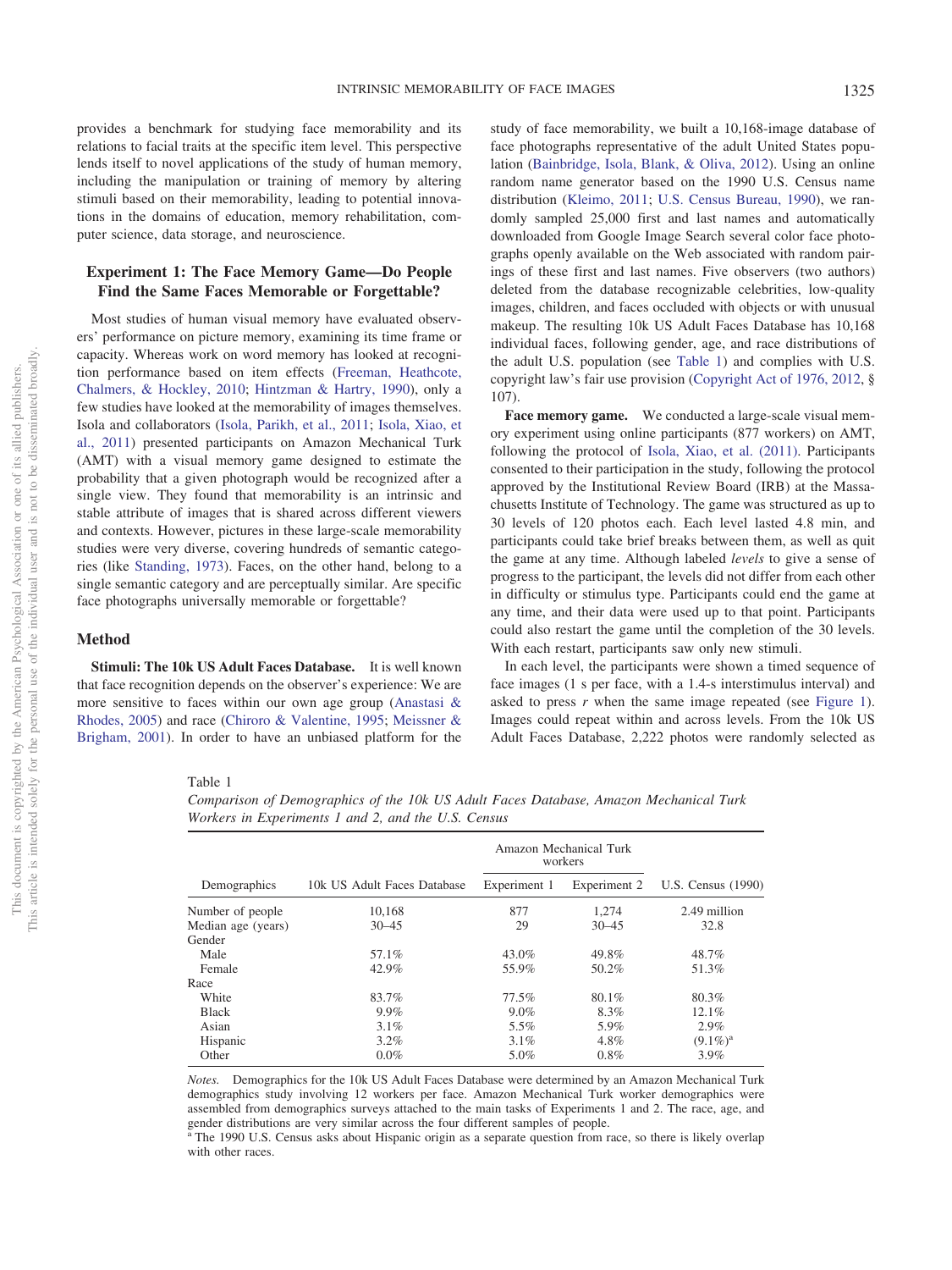provides a benchmark for studying face memorability and its relations to facial traits at the specific item level. This perspective lends itself to novel applications of the study of human memory, including the manipulation or training of memory by altering stimuli based on their memorability, leading to potential innovations in the domains of education, memory rehabilitation, computer science, data storage, and neuroscience.

## Experiment 1: The Face Memory Game—Do People Find the Same Faces Memorable or Forgettable?

Most studies of human visual memory have evaluated observers' performance on picture memory, examining its time frame or capacity. Whereas work on word memory has looked at recognition performance based on item effects (Freeman, Heathcote, Chalmers, & Hockley, 2010; Hintzman & Hartry, 1990), only a few studies have looked at the memorability of images themselves. Isola and collaborators (Isola, Parikh, et al., 2011; Isola, Xiao, et al., 2011) presented participants on Amazon Mechanical Turk (AMT) with a visual memory game designed to estimate the probability that a given photograph would be recognized after a single view. They found that memorability is an intrinsic and stable attribute of images that is shared across different viewers and contexts. However, pictures in these large-scale memorability studies were very diverse, covering hundreds of semantic categories (like Standing, 1973). Faces, on the other hand, belong to a single semantic category and are perceptually similar. Are specific face photographs universally memorable or forgettable?

### Method

**Stimuli: The 10k US Adult Faces Database.** It is well known that face recognition depends on the observer's experience: We are more sensitive to faces within our own age group (Anastasi & Rhodes, 2005) and race (Chiroro & Valentine, 1995; Meissner & Brigham, 2001). In order to have an unbiased platform for the study of face memorability, we built a 10,168-image database of face photographs representative of the adult United States population (Bainbridge, Isola, Blank, & Oliva, 2012). Using an online random name generator based on the 1990 U.S. Census name distribution (Kleimo, 2011; U.S. Census Bureau, 1990), we randomly sampled 25,000 first and last names and automatically downloaded from Google Image Search several color face photographs openly available on the Web associated with random pairings of these first and last names. Five observers (two authors) deleted from the database recognizable celebrities, low-quality images, children, and faces occluded with objects or with unusual makeup. The resulting 10k US Adult Faces Database has 10,168 individual faces, following gender, age, and race distributions of the adult U.S. population (see Table 1) and complies with U.S. copyright law's fair use provision (Copyright Act of 1976, 2012, § 107).

**Face memory game.** We conducted a large-scale visual memory experiment using online participants (877 workers) on AMT, following the protocol of Isola, Xiao, et al. (2011). Participants consented to their participation in the study, following the protocol approved by the Institutional Review Board (IRB) at the Massachusetts Institute of Technology. The game was structured as up to 30 levels of 120 photos each. Each level lasted 4.8 min, and participants could take brief breaks between them, as well as quit the game at any time. Although labeled *levels* to give a sense of progress to the participant, the levels did not differ from each other in difficulty or stimulus type. Participants could end the game at any time, and their data were used up to that point. Participants could also restart the game until the completion of the 30 levels. With each restart, participants saw only new stimuli.

In each level, the participants were shown a timed sequence of face images (1 s per face, with a 1.4-s interstimulus interval) and asked to press *r* when the same image repeated (see Figure 1). Images could repeat within and across levels. From the 10k US Adult Faces Database, 2,222 photos were randomly selected as

Table 1
*Comparison of Demographics of the 10k US Adult Faces Database, Amazon Mechanical Turk Workers in Experiments 1 and 2, and the U.S. Census*

| | | Amazon Mechanical Turk workers | | |
|---|---|---|---|---|
| Demographics | 10k US Adult Faces Database | Experiment 1 | Experiment 2 | U.S. Census (1990) |
| Number of people | 10,168 | 877 | 1,274 | 2.49 million |
| Median age (years) | 30–45 | 29 | 30–45 | 32.8 |
| Gender | | | | |
| Male | 57.1% | 43.0% | 49.8% | 48.7% |
| Female | 42.9% | 55.9% | 50.2% | 51.3% |
| Race | | | | |
| White | 83.7% | 77.5% | 80.1% | 80.3% |
| Black | 9.9% | 9.0% | 8.3% | 12.1% |
| Asian | 3.1% | 5.5% | 5.9% | 2.9% |
| Hispanic | 3.2% | 3.1% | 4.8% | (9.1%)[a] |
| Other | 0.0% | 5.0% | 0.8% | 3.9% |

*Notes.* Demographics for the 10k US Adult Faces Database were determined by an Amazon Mechanical Turk demographics study involving 12 workers per face. Amazon Mechanical Turk worker demographics were assembled from demographics surveys attached to the main tasks of Experiments 1 and 2. The race, age, and gender distributions are very similar across the four different samples of people.
[a] The 1990 U.S. Census asks about Hispanic origin as a separate question from race, so there is likely overlap with other races.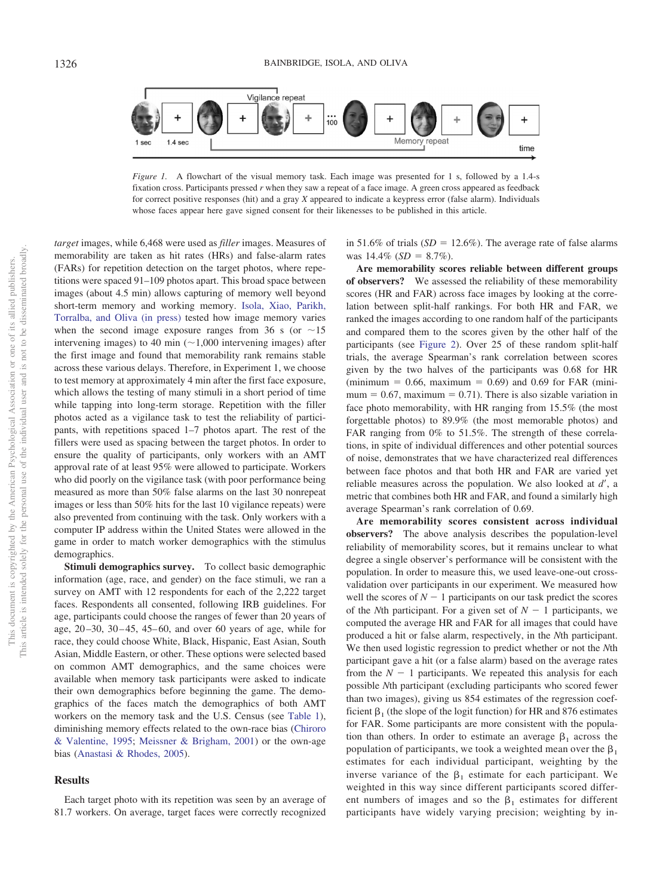*Figure 1.* A flowchart of the visual memory task. Each image was presented for 1 s, followed by a 1.4-s fixation cross. Participants pressed *r* when they saw a repeat of a face image. A green cross appeared as feedback for correct positive responses (hit) and a gray *X* appeared to indicate a keypress error (false alarm). Individuals whose faces appear here gave signed consent for their likenesses to be published in this article.

*target* images, while 6,468 were used as *filler* images. Measures of memorability are taken as hit rates (HRs) and false-alarm rates (FARs) for repetition detection on the target photos, where repetitions were spaced 91–109 photos apart. This broad space between images (about 4.5 min) allows capturing of memory well beyond short-term memory and working memory. Isola, Xiao, Parikh, Torralba, and Oliva (in press) tested how image memory varies when the second image exposure ranges from 36 s (or ~15 intervening images) to 40 min (~1,000 intervening images) after the first image and found that memorability rank remains stable across these various delays. Therefore, in Experiment 1, we choose to test memory at approximately 4 min after the first face exposure, which allows the testing of many stimuli in a short period of time while tapping into long-term storage. Repetition with the filler photos acted as a vigilance task to test the reliability of participants, with repetitions spaced 1–7 photos apart. The rest of the fillers were used as spacing between the target photos. In order to ensure the quality of participants, only workers with an AMT approval rate of at least 95% were allowed to participate. Workers who did poorly on the vigilance task (with poor performance being measured as more than 50% false alarms on the last 30 nonrepeat images or less than 50% hits for the last 10 vigilance repeats) were also prevented from continuing with the task. Only workers with a computer IP address within the United States were allowed in the game in order to match worker demographics with the stimulus demographics.

**Stimuli demographics survey.** To collect basic demographic information (age, race, and gender) on the face stimuli, we ran a survey on AMT with 12 respondents for each of the 2,222 target faces. Respondents all consented, following IRB guidelines. For age, participants could choose the ranges of fewer than 20 years of age, 20–30, 30–45, 45–60, and over 60 years of age, while for race, they could choose White, Black, Hispanic, East Asian, South Asian, Middle Eastern, or other. These options were selected based on common AMT demographics, and the same choices were available when memory task participants were asked to indicate their own demographics before beginning the game. The demographics of the faces match the demographics of both AMT workers on the memory task and the U.S. Census (see Table 1), diminishing memory effects related to the own-race bias (Chiroro & Valentine, 1995; Meissner & Brigham, 2001) or the own-age bias (Anastasi & Rhodes, 2005).

## Results

Each target photo with its repetition was seen by an average of 81.7 workers. On average, target faces were correctly recognized in 51.6% of trials (*SD* = 12.6%). The average rate of false alarms was 14.4% (*SD* = 8.7%).

**Are memorability scores reliable between different groups of observers?** We assessed the reliability of these memorability scores (HR and FAR) across face images by looking at the correlation between split-half rankings. For both HR and FAR, we ranked the images according to one random half of the participants and compared them to the scores given by the other half of the participants (see Figure 2). Over 25 of these random split-half trials, the average Spearman's rank correlation between scores given by the two halves of the participants was 0.68 for HR (minimum = 0.66, maximum = 0.69) and 0.69 for FAR (minimum = 0.67, maximum = 0.71). There is also sizable variation in face photo memorability, with HR ranging from 15.5% (the most forgettable photos) to 89.9% (the most memorable photos) and FAR ranging from 0% to 51.5%. The strength of these correlations, in spite of individual differences and other potential sources of noise, demonstrates that we have characterized real differences between face photos and that both HR and FAR are varied yet reliable measures across the population. We also looked at $d'$, a metric that combines both HR and FAR, and found a similarly high average Spearman's rank correlation of 0.69.

**Are memorability scores consistent across individual observers?** The above analysis describes the population-level reliability of memorability scores, but it remains unclear to what degree a single observer's performance will be consistent with the population. In order to measure this, we used leave-one-out cross-validation over participants in our experiment. We measured how well the scores of $N - 1$ participants on our task predict the scores of the $N$th participant. For a given set of $N - 1$ participants, we computed the average HR and FAR for all images that could have produced a hit or false alarm, respectively, in the $N$th participant. We then used logistic regression to predict whether or not the $N$th participant gave a hit (or a false alarm) based on the average rates from the $N - 1$ participants. We repeated this analysis for each possible $N$th participant (excluding participants who scored fewer than two images), giving us 854 estimates of the regression coefficient $\beta_1$ (the slope of the logit function) for HR and 876 estimates for FAR. Some participants are more consistent with the population than others. In order to estimate an average $\beta_1$ across the population of participants, we took a weighted mean over the $\beta_1$ estimates for each individual participant, weighting by the inverse variance of the $\beta_1$ estimate for each participant. We weighted in this way since different participants scored different numbers of images and so the $\beta_1$ estimates for different participants have widely varying precision; weighting by in-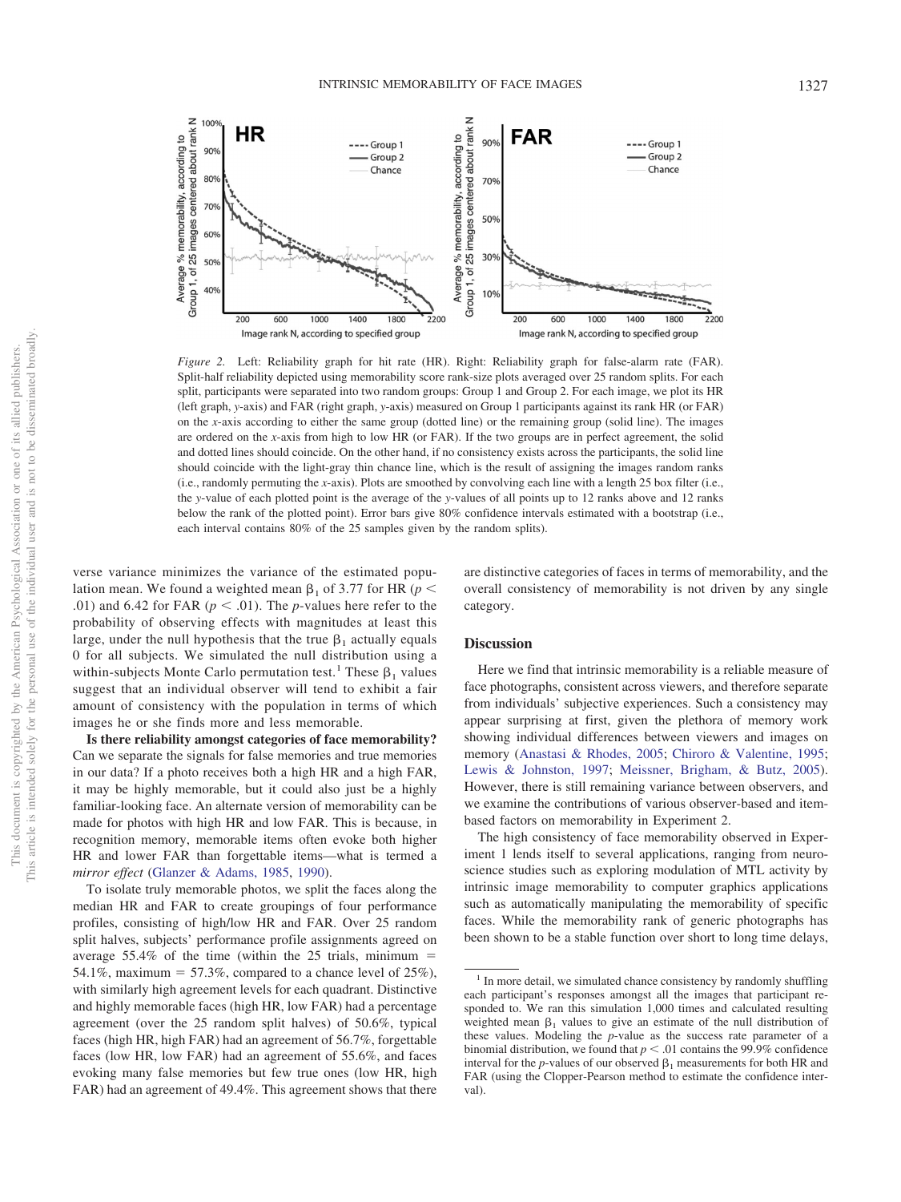*Figure 2.* Left: Reliability graph for hit rate (HR). Right: Reliability graph for false-alarm rate (FAR). Split-half reliability depicted using memorability score rank-size plots averaged over 25 random splits. For each split, participants were separated into two random groups: Group 1 and Group 2. For each image, we plot its HR (left graph, *y*-axis) and FAR (right graph, *y*-axis) measured on Group 1 participants against its rank HR (or FAR) on the *x*-axis according to either the same group (dotted line) or the remaining group (solid line). The images are ordered on the *x*-axis from high to low HR (or FAR). If the two groups are in perfect agreement, the solid and dotted lines should coincide. On the other hand, if no consistency exists across the participants, the solid line should coincide with the light-gray thin chance line, which is the result of assigning the images random ranks (i.e., randomly permuting the *x*-axis). Plots are smoothed by convolving each line with a length 25 box filter (i.e., the *y*-value of each plotted point is the average of the *y*-values of all points up to 12 ranks above and 12 ranks below the rank of the plotted point). Error bars give 80% confidence intervals estimated with a bootstrap (i.e., each interval contains 80% of the 25 samples given by the random splits).

verse variance minimizes the variance of the estimated population mean. We found a weighted mean $\beta_1$ of 3.77 for HR ($p < .01$) and 6.42 for FAR ($p < .01$). The *p*-values here refer to the probability of observing effects with magnitudes at least this large, under the null hypothesis that the true $\beta_1$ actually equals 0 for all subjects. We simulated the null distribution using a within-subjects Monte Carlo permutation test.[1] These $\beta_1$ values suggest that an individual observer will tend to exhibit a fair amount of consistency with the population in terms of which images he or she finds more and less memorable.

**Is there reliability amongst categories of face memorability?** Can we separate the signals for false memories and true memories in our data? If a photo receives both a high HR and a high FAR, it may be highly memorable, but it could also just be a highly familiar-looking face. An alternate version of memorability can be made for photos with high HR and low FAR. This is because, in recognition memory, memorable items often evoke both higher HR and lower FAR than forgettable items—what is termed a *mirror effect* (Glanzer & Adams, 1985, 1990).

To isolate truly memorable photos, we split the faces along the median HR and FAR to create groupings of four performance profiles, consisting of high/low HR and FAR. Over 25 random split halves, subjects' performance profile assignments agreed on average 55.4% of the time (within the 25 trials, minimum = 54.1%, maximum = 57.3%, compared to a chance level of 25%), with similarly high agreement levels for each quadrant. Distinctive and highly memorable faces (high HR, low FAR) had a percentage agreement (over the 25 random split halves) of 50.6%, typical faces (high HR, high FAR) had an agreement of 56.7%, forgettable faces (low HR, low FAR) had an agreement of 55.6%, and faces evoking many false memories but few true ones (low HR, high FAR) had an agreement of 49.4%. This agreement shows that there are distinctive categories of faces in terms of memorability, and the overall consistency of memorability is not driven by any single category.

## Discussion

Here we find that intrinsic memorability is a reliable measure of face photographs, consistent across viewers, and therefore separate from individuals' subjective experiences. Such a consistency may appear surprising at first, given the plethora of memory work showing individual differences between viewers and images on memory (Anastasi & Rhodes, 2005; Chiroro & Valentine, 1995; Lewis & Johnston, 1997; Meissner, Brigham, & Butz, 2005). However, there is still remaining variance between observers, and we examine the contributions of various observer-based and item-based factors on memorability in Experiment 2.

The high consistency of face memorability observed in Experiment 1 lends itself to several applications, ranging from neuroscience studies such as exploring modulation of MTL activity by intrinsic image memorability to computer graphics applications such as automatically manipulating the memorability of specific faces. While the memorability rank of generic photographs has been shown to be a stable function over short to long time delays,

[1] In more detail, we simulated chance consistency by randomly shuffling each participant's responses amongst all the images that participant responded to. We ran this simulation 1,000 times and calculated resulting weighted mean $\beta_1$ values to give an estimate of the null distribution of these values. Modeling the *p*-value as the success rate parameter of a binomial distribution, we found that $p < .01$ contains the 99.9% confidence interval for the *p*-values of our observed $\beta_1$ measurements for both HR and FAR (using the Clopper-Pearson method to estimate the confidence interval).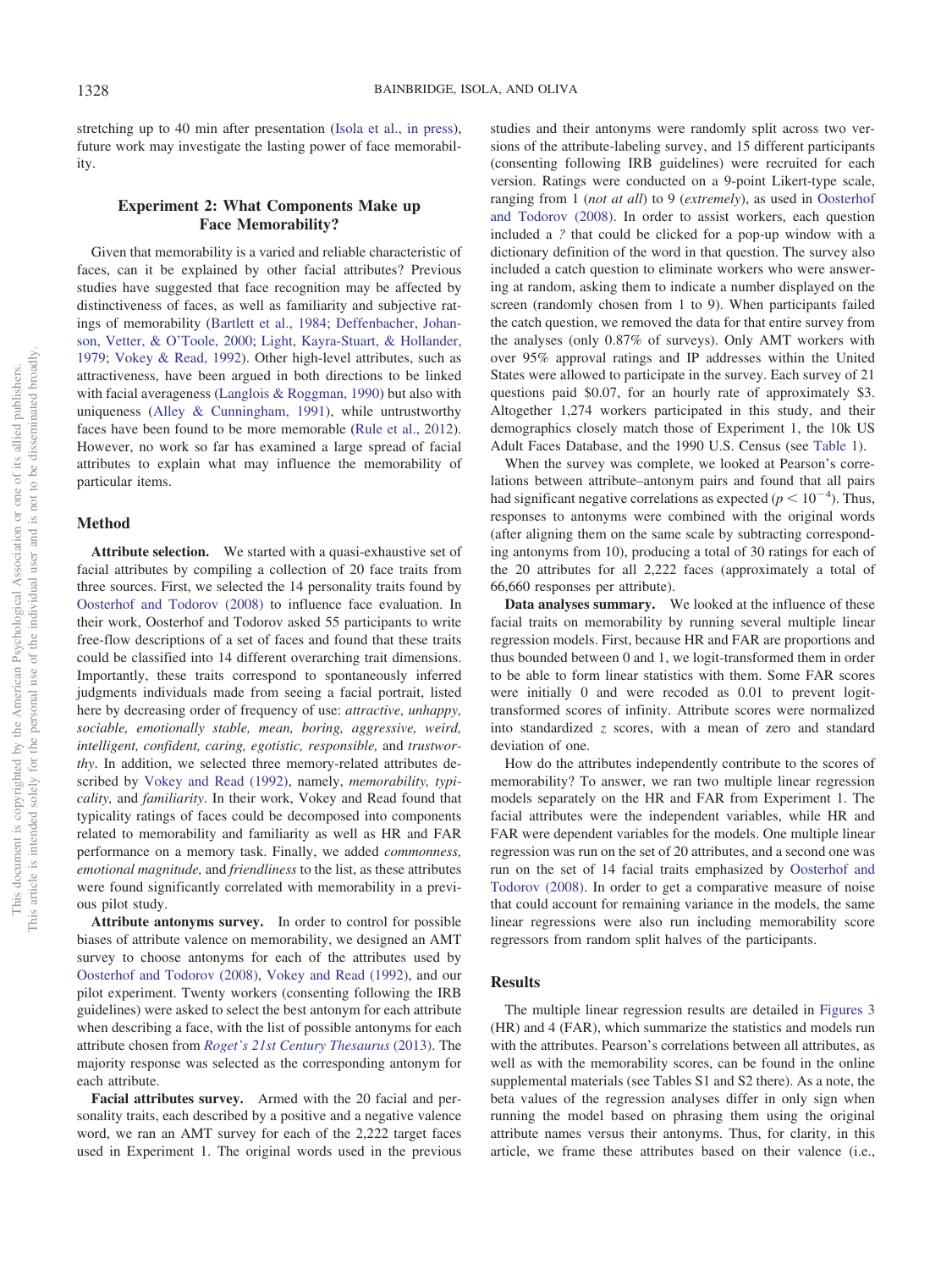stretching up to 40 min after presentation (Isola et al., in press), future work may investigate the lasting power of face memorability.

## Experiment 2: What Components Make up Face Memorability?

Given that memorability is a varied and reliable characteristic of faces, can it be explained by other facial attributes? Previous studies have suggested that face recognition may be affected by distinctiveness of faces, as well as familiarity and subjective ratings of memorability (Bartlett et al., 1984; Deffenbacher, Johanson, Vetter, & O'Toole, 2000; Light, Kayra-Stuart, & Hollander, 1979; Vokey & Read, 1992). Other high-level attributes, such as attractiveness, have been argued in both directions to be linked with facial averageness (Langlois & Roggman, 1990) but also with uniqueness (Alley & Cunningham, 1991), while untrustworthy faces have been found to be more memorable (Rule et al., 2012). However, no work so far has examined a large spread of facial attributes to explain what may influence the memorability of particular items.

### Method

**Attribute selection.** We started with a quasi-exhaustive set of facial attributes by compiling a collection of 20 face traits from three sources. First, we selected the 14 personality traits found by Oosterhof and Todorov (2008) to influence face evaluation. In their work, Oosterhof and Todorov asked 55 participants to write free-flow descriptions of a set of faces and found that these traits could be classified into 14 different overarching trait dimensions. Importantly, these traits correspond to spontaneously inferred judgments individuals made from seeing a facial portrait, listed here by decreasing order of frequency of use: *attractive, unhappy, sociable, emotionally stable, mean, boring, aggressive, weird, intelligent, confident, caring, egotistic, responsible,* and *trustworthy*. In addition, we selected three memory-related attributes described by Vokey and Read (1992), namely, *memorability, typicality,* and *familiarity*. In their work, Vokey and Read found that typicality ratings of faces could be decomposed into components related to memorability and familiarity as well as HR and FAR performance on a memory task. Finally, we added *commonness, emotional magnitude,* and *friendliness* to the list, as these attributes were found significantly correlated with memorability in a previous pilot study.

**Attribute antonyms survey.** In order to control for possible biases of attribute valence on memorability, we designed an AMT survey to choose antonyms for each of the attributes used by Oosterhof and Todorov (2008), Vokey and Read (1992), and our pilot experiment. Twenty workers (consenting following the IRB guidelines) were asked to select the best antonym for each attribute when describing a face, with the list of possible antonyms for each attribute chosen from *Roget's 21st Century Thesaurus* (2013). The majority response was selected as the corresponding antonym for each attribute.

**Facial attributes survey.** Armed with the 20 facial and personality traits, each described by a positive and a negative valence word, we ran an AMT survey for each of the 2,222 target faces used in Experiment 1. The original words used in the previous studies and their antonyms were randomly split across two versions of the attribute-labeling survey, and 15 different participants (consenting following IRB guidelines) were recruited for each version. Ratings were conducted on a 9-point Likert-type scale, ranging from 1 (*not at all*) to 9 (*extremely*), as used in Oosterhof and Todorov (2008). In order to assist workers, each question included a *?* that could be clicked for a pop-up window with a dictionary definition of the word in that question. The survey also included a catch question to eliminate workers who were answering at random, asking them to indicate a number displayed on the screen (randomly chosen from 1 to 9). When participants failed the catch question, we removed the data for that entire survey from the analyses (only 0.87% of surveys). Only AMT workers with over 95% approval ratings and IP addresses within the United States were allowed to participate in the survey. Each survey of 21 questions paid \$0.07, for an hourly rate of approximately \$3. Altogether 1,274 workers participated in this study, and their demographics closely match those of Experiment 1, the 10k US Adult Faces Database, and the 1990 U.S. Census (see Table 1).

When the survey was complete, we looked at Pearson's correlations between attribute–antonym pairs and found that all pairs had significant negative correlations as expected ($p < 10^{-4}$). Thus, responses to antonyms were combined with the original words (after aligning them on the same scale by subtracting corresponding antonyms from 10), producing a total of 30 ratings for each of the 20 attributes for all 2,222 faces (approximately a total of 66,660 responses per attribute).

**Data analyses summary.** We looked at the influence of these facial traits on memorability by running several multiple linear regression models. First, because HR and FAR are proportions and thus bounded between 0 and 1, we logit-transformed them in order to be able to form linear statistics with them. Some FAR scores were initially 0 and were recoded as 0.01 to prevent logit-transformed scores of infinity. Attribute scores were normalized into standardized *z* scores, with a mean of zero and standard deviation of one.

How do the attributes independently contribute to the scores of memorability? To answer, we ran two multiple linear regression models separately on the HR and FAR from Experiment 1. The facial attributes were the independent variables, while HR and FAR were dependent variables for the models. One multiple linear regression was run on the set of 20 attributes, and a second one was run on the set of 14 facial traits emphasized by Oosterhof and Todorov (2008). In order to get a comparative measure of noise that could account for remaining variance in the models, the same linear regressions were also run including memorability score regressors from random split halves of the participants.

### Results

The multiple linear regression results are detailed in Figures 3 (HR) and 4 (FAR), which summarize the statistics and models run with the attributes. Pearson's correlations between all attributes, as well as with the memorability scores, can be found in the online supplemental materials (see Tables S1 and S2 there). As a note, the beta values of the regression analyses differ in only sign when running the model based on phrasing them using the original attribute names versus their antonyms. Thus, for clarity, in this article, we frame these attributes based on their valence (i.e.,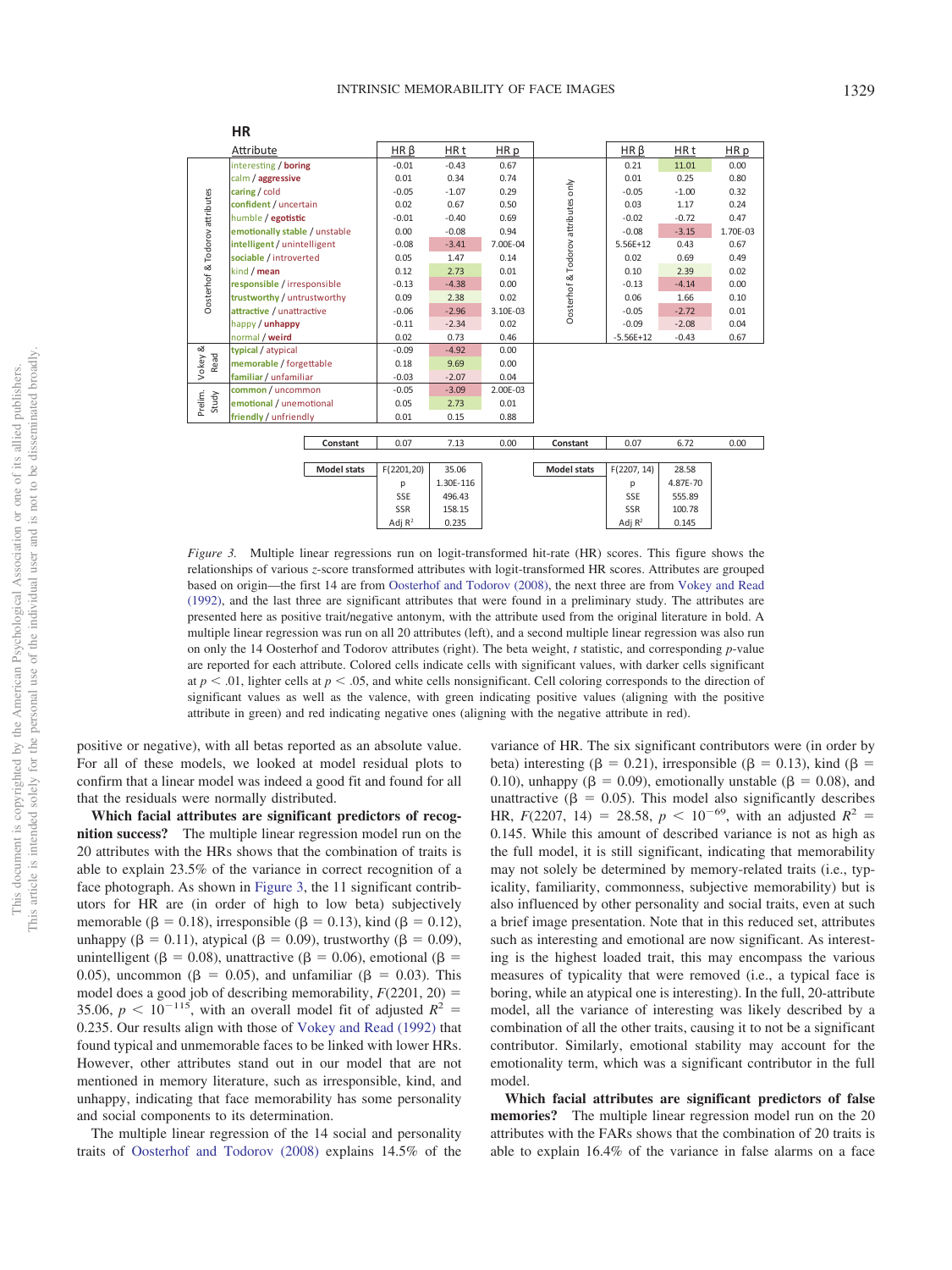**HR**

| | Attribute | HR β | HR t | HR p | | HR β | HR t | HR p |
|---|---|---|---|---|---|---|---|---|
| Oosterhof & Todorov attributes | interesting / **boring** | -0.01 | -0.43 | 0.67 | Oosterhof & Todorov attributes only | 0.21 | 11.01 | 0.00 |
| | calm / **aggressive** | 0.01 | 0.34 | 0.74 | | 0.01 | 0.25 | 0.80 |
| | **caring** / cold | -0.05 | -1.07 | 0.29 | | -0.05 | -1.00 | 0.32 |
| | **confident** / uncertain | 0.02 | 0.67 | 0.50 | | 0.03 | 1.17 | 0.24 |
| | humble / **egotistic** | -0.01 | -0.40 | 0.69 | | -0.02 | -0.72 | 0.47 |
| | **emotionally stable** / unstable | 0.00 | -0.08 | 0.94 | | -0.08 | -3.15 | 1.70E-03 |
| | **intelligent** / unintelligent | -0.08 | -3.41 | 7.00E-04 | | 5.56E+12 | 0.43 | 0.67 |
| | **sociable** / introverted | 0.05 | 1.47 | 0.14 | | 0.02 | 0.69 | 0.49 |
| | kind / **mean** | 0.12 | 2.73 | 0.01 | | 0.10 | 2.39 | 0.02 |
| | **responsible** / irresponsible | -0.13 | -4.38 | 0.00 | | -0.13 | -4.14 | 0.00 |
| | **trustworthy** / untrustworthy | 0.09 | 2.38 | 0.02 | | 0.06 | 1.66 | 0.10 |
| | **attractive** / unattractive | -0.06 | -2.96 | 3.10E-03 | | -0.05 | -2.72 | 0.01 |
| | happy / **unhappy** | -0.11 | -2.34 | 0.02 | | -0.09 | -2.08 | 0.04 |
| | normal / **weird** | 0.02 | 0.73 | 0.46 | | -5.56E+12 | -0.43 | 0.67 |
| Vokey & Read | **typical** / atypical | -0.09 | -4.92 | 0.00 | | | | |
| | **memorable** / forgettable | 0.18 | 9.69 | 0.00 | | | | |
| | **familiar** / unfamiliar | -0.03 | -2.07 | 0.04 | | | | |
| Prelim. Study | **common** / uncommon | -0.05 | -3.09 | 2.00E-03 | | | | |
| | **emotional** / unemotional | 0.05 | 2.73 | 0.01 | | | | |
| | **friendly** / unfriendly | 0.01 | 0.15 | 0.88 | | | | |
| | **Constant** | 0.07 | 7.13 | 0.00 | **Constant** | 0.07 | 6.72 | 0.00 |

| Model stats | F(2201,20) | 35.06 | Model stats | F(2207, 14) | 28.58 |
|---|---|---|---|---|---|
| | p | 1.30E-116 | | p | 4.87E-70 |
| | SSE | 496.43 | | SSE | 555.89 |
| | SSR | 158.15 | | SSR | 100.78 |
| | Adj $R^2$ | 0.235 | | Adj $R^2$ | 0.145 |

*Figure 3.* Multiple linear regressions run on logit-transformed hit-rate (HR) scores. This figure shows the relationships of various *z*-score transformed attributes with logit-transformed HR scores. Attributes are grouped based on origin—the first 14 are from Oosterhof and Todorov (2008), the next three are from Vokey and Read (1992), and the last three are significant attributes that were found in a preliminary study. The attributes are presented here as positive trait/negative antonym, with the attribute used from the original literature in bold. A multiple linear regression was run on all 20 attributes (left), and a second multiple linear regression was also run on only the 14 Oosterhof and Todorov attributes (right). The beta weight, *t* statistic, and corresponding *p*-value are reported for each attribute. Colored cells indicate cells with significant values, with darker cells significant at $p < .01$, lighter cells at $p < .05$, and white cells nonsignificant. Cell coloring corresponds to the direction of significant values as well as the valence, with green indicating positive values (aligning with the positive attribute in green) and red indicating negative ones (aligning with the negative attribute in red).

positive or negative), with all betas reported as an absolute value. For all of these models, we looked at model residual plots to confirm that a linear model was indeed a good fit and found for all that the residuals were normally distributed.

**Which facial attributes are significant predictors of recognition success?** The multiple linear regression model run on the 20 attributes with the HRs shows that the combination of traits is able to explain 23.5% of the variance in correct recognition of a face photograph. As shown in Figure 3, the 11 significant contributors for HR are (in order of high to low beta) subjectively memorable ($\beta = 0.18$), irresponsible ($\beta = 0.13$), kind ($\beta = 0.12$), unhappy ($\beta = 0.11$), atypical ($\beta = 0.09$), trustworthy ($\beta = 0.09$), unintelligent ($\beta = 0.08$), unattractive ($\beta = 0.06$), emotional ($\beta = 0.05$), uncommon ($\beta = 0.05$), and unfamiliar ($\beta = 0.03$). This model does a good job of describing memorability, $F(2201, 20) = 35.06$, $p < 10^{-115}$, with an overall model fit of adjusted $R^2 = 0.235$. Our results align with those of Vokey and Read (1992) that found typical and unmemorable faces to be linked with lower HRs. However, other attributes stand out in our model that are not mentioned in memory literature, such as irresponsible, kind, and unhappy, indicating that face memorability has some personality and social components to its determination.

The multiple linear regression of the 14 social and personality traits of Oosterhof and Todorov (2008) explains 14.5% of the variance of HR. The six significant contributors were (in order by beta) interesting ($\beta = 0.21$), irresponsible ($\beta = 0.13$), kind ($\beta = 0.10$), unhappy ($\beta = 0.09$), emotionally unstable ($\beta = 0.08$), and unattractive ($\beta = 0.05$). This model also significantly describes HR, $F(2207, 14) = 28.58$, $p < 10^{-69}$, with an adjusted $R^2 = 0.145$. While this amount of described variance is not as high as the full model, it is still significant, indicating that memorability may not solely be determined by memory-related traits (i.e., typicality, familiarity, commonness, subjective memorability) but is also influenced by other personality and social traits, even at such a brief image presentation. Note that in this reduced set, attributes such as interesting and emotional are now significant. As interesting is the highest loaded trait, this may encompass the various measures of typicality that were removed (i.e., a typical face is boring, while an atypical one is interesting). In the full, 20-attribute model, all the variance of interesting was likely described by a combination of all the other traits, causing it to not be a significant contributor. Similarly, emotional stability may account for the emotionality term, which was a significant contributor in the full model.

**Which facial attributes are significant predictors of false memories?** The multiple linear regression model run on the 20 attributes with the FARs shows that the combination of 20 traits is able to explain 16.4% of the variance in false alarms on a face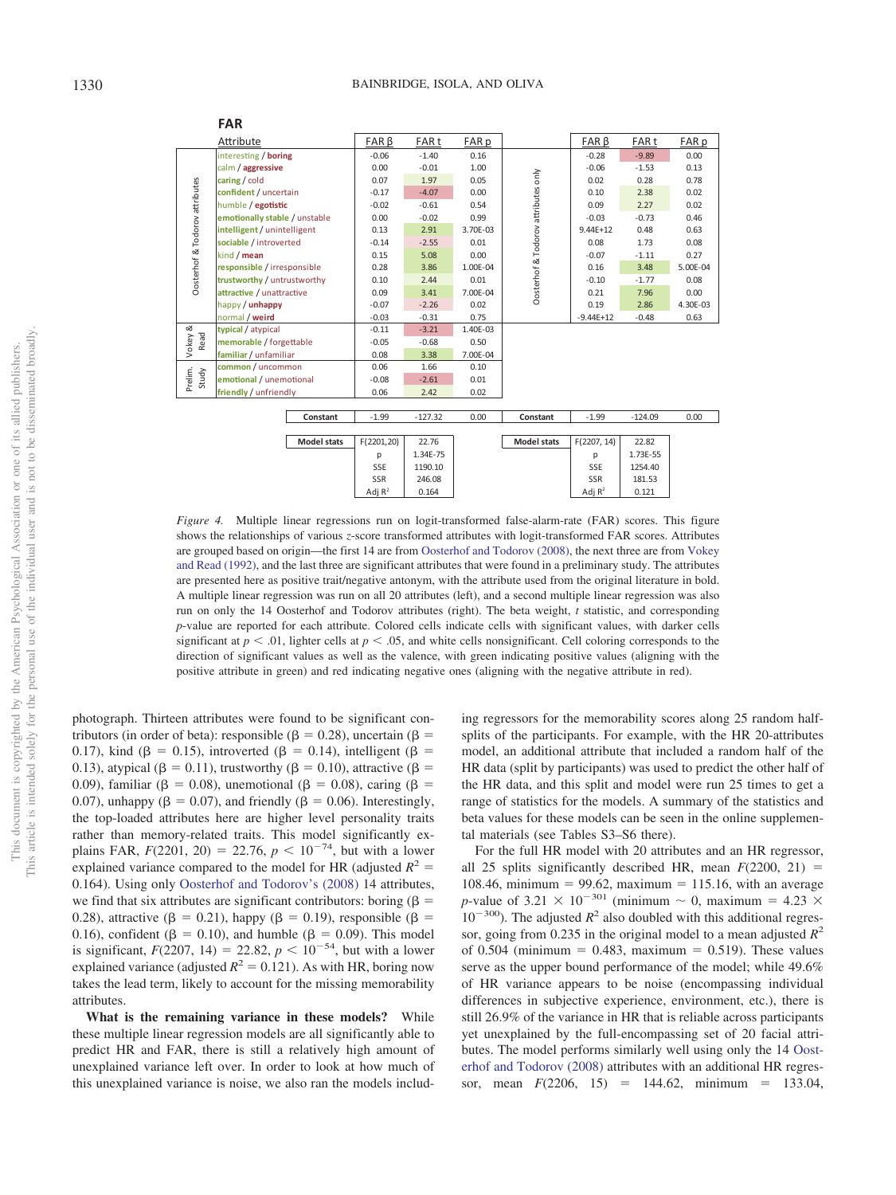**FAR**

| | Attribute | FAR β | FAR t | FAR p | | FAR β | FAR t | FAR p |
|---|---|---|---|---|---|---|---|---|
| Oosterhof & Todorov attributes | interesting / **boring** | -0.06 | -1.40 | 0.16 | Oosterhof & Todorov attributes only | -0.28 | -9.89 | 0.00 |
| | calm / **aggressive** | 0.00 | -0.01 | 1.00 | | -0.06 | -1.53 | 0.13 |
| | **caring** / cold | 0.07 | 1.97 | 0.05 | | 0.02 | 0.28 | 0.78 |
| | **confident** / uncertain | -0.17 | -4.07 | 0.00 | | 0.10 | 2.38 | 0.02 |
| | humble / **egotistic** | -0.02 | -0.61 | 0.54 | | 0.09 | 2.27 | 0.02 |
| | **emotionally stable** / unstable | 0.00 | -0.02 | 0.99 | | -0.03 | -0.73 | 0.46 |
| | **intelligent** / unintelligent | 0.13 | 2.91 | 3.70E-03 | | 9.44E+12 | 0.48 | 0.63 |
| | **sociable** / introverted | -0.14 | -2.55 | 0.01 | | 0.08 | 1.73 | 0.08 |
| | kind / **mean** | 0.15 | 5.08 | 0.00 | | -0.07 | -1.11 | 0.27 |
| | **responsible** / irresponsible | 0.28 | 3.86 | 1.00E-04 | | 0.16 | 3.48 | 5.00E-04 |
| | **trustworthy** / untrustworthy | 0.10 | 2.44 | 0.01 | | -0.10 | -1.77 | 0.08 |
| | **attractive** / unattractive | 0.09 | 3.41 | 7.00E-04 | | 0.21 | 7.96 | 0.00 |
| | happy / **unhappy** | -0.07 | -2.26 | 0.02 | | 0.19 | 2.86 | 4.30E-03 |
| | normal / **weird** | -0.03 | -0.31 | 0.75 | | -9.44E+12 | -0.48 | 0.63 |
| Vokey & Read | **typical** / atypical | -0.11 | -3.21 | 1.40E-03 | | | | |
| | **memorable** / forgettable | -0.05 | -0.68 | 0.50 | | | | |
| | **familiar** / unfamiliar | 0.08 | 3.38 | 7.00E-04 | | | | |
| Prelim. Study | common / uncommon | 0.06 | 1.66 | 0.10 | | | | |
| | emotional / unemotional | -0.08 | -2.61 | 0.01 | | | | |
| | friendly / unfriendly | 0.06 | 2.42 | 0.02 | | | | |
| | Constant | -1.99 | -127.32 | 0.00 | Constant | -1.99 | -124.09 | 0.00 |

| Model stats | | | Model stats | |
|---|---|---|---|---|
| F(2201,20) | 22.76 | | F(2207, 14) | 22.82 |
| p | 1.34E-75 | | p | 1.73E-55 |
| SSE | 1190.10 | | SSE | 1254.40 |
| SSR | 246.08 | | SSR | 181.53 |
| Adj $R^2$ | 0.164 | | Adj $R^2$ | 0.121 |

*Figure 4.* Multiple linear regressions run on logit-transformed false-alarm-rate (FAR) scores. This figure shows the relationships of various *z*-score transformed attributes with logit-transformed FAR scores. Attributes are grouped based on origin—the first 14 are from Oosterhof and Todorov (2008), the next three are from Vokey and Read (1992), and the last three are significant attributes that were found in a preliminary study. The attributes are presented here as positive trait/negative antonym, with the attribute used from the original literature in bold. A multiple linear regression was run on all 20 attributes (left), and a second multiple linear regression was also run on only the 14 Oosterhof and Todorov attributes (right). The beta weight, *t* statistic, and corresponding *p*-value are reported for each attribute. Colored cells indicate cells with significant values, with darker cells significant at $p < .01$, lighter cells at $p < .05$, and white cells nonsignificant. Cell coloring corresponds to the direction of significant values as well as the valence, with green indicating positive values (aligning with the positive attribute in green) and red indicating negative ones (aligning with the negative attribute in red).

photograph. Thirteen attributes were found to be significant contributors (in order of beta): responsible ($\beta = 0.28$), uncertain ($\beta = 0.17$), kind ($\beta = 0.15$), introverted ($\beta = 0.14$), intelligent ($\beta = 0.13$), atypical ($\beta = 0.11$), trustworthy ($\beta = 0.10$), attractive ($\beta = 0.09$), familiar ($\beta = 0.08$), unemotional ($\beta = 0.08$), caring ($\beta = 0.07$), unhappy ($\beta = 0.07$), and friendly ($\beta = 0.06$). Interestingly, the top-loaded attributes here are higher level personality traits rather than memory-related traits. This model significantly explains FAR, $F(2201, 20) = 22.76$, $p < 10^{-74}$, but with a lower explained variance compared to the model for HR (adjusted $R^2 = 0.164$). Using only Oosterhof and Todorov's (2008) 14 attributes, we find that six attributes are significant contributors: boring ($\beta = 0.28$), attractive ($\beta = 0.21$), happy ($\beta = 0.19$), responsible ($\beta = 0.16$), confident ($\beta = 0.10$), and humble ($\beta = 0.09$). This model is significant, $F(2207, 14) = 22.82$, $p < 10^{-54}$, but with a lower explained variance (adjusted $R^2 = 0.121$). As with HR, boring now takes the lead term, likely to account for the missing memorability attributes.

**What is the remaining variance in these models?** While these multiple linear regression models are all significantly able to predict HR and FAR, there is still a relatively high amount of unexplained variance left over. In order to look at how much of this unexplained variance is noise, we also ran the models including regressors for the memorability scores along 25 random half-splits of the participants. For example, with the HR 20-attributes model, an additional attribute that included a random half of the HR data (split by participants) was used to predict the other half of the HR data, and this split and model were run 25 times to get a range of statistics for the models. A summary of the statistics and beta values for these models can be seen in the online supplemental materials (see Tables S3–S6 there).

For the full HR model with 20 attributes and an HR regressor, all 25 splits significantly described HR, mean $F(2200, 21) = 108.46$, minimum $= 99.62$, maximum $= 115.16$, with an average $p$-value of $3.21 \times 10^{-301}$ (minimum $\sim 0$, maximum $= 4.23 \times 10^{-300}$). The adjusted $R^2$ also doubled with this additional regressor, going from 0.235 in the original model to a mean adjusted $R^2$ of 0.504 (minimum $= 0.483$, maximum $= 0.519$). These values serve as the upper bound performance of the model; while 49.6% of HR variance appears to be noise (encompassing individual differences in subjective experience, environment, etc.), there is still 26.9% of the variance in HR that is reliable across participants yet unexplained by the full-encompassing set of 20 facial attributes. The model performs similarly well using only the 14 Oosterhof and Todorov (2008) attributes with an additional HR regressor, mean $F(2206, 15) = 144.62$, minimum $= 133.04$,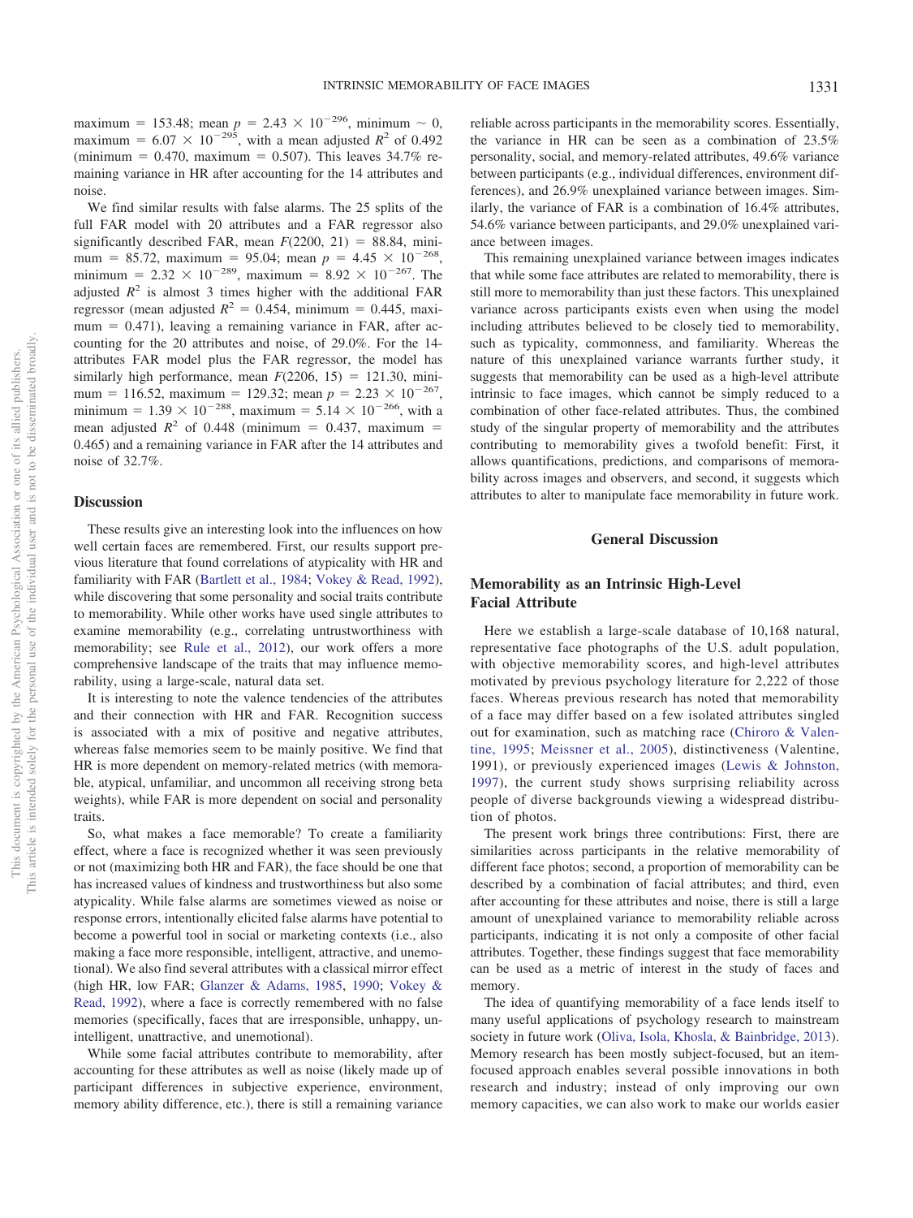maximum = 153.48; mean $p = 2.43 \times 10^{-296}$, minimum $\sim 0$, maximum $= 6.07 \times 10^{-295}$, with a mean adjusted $R^2$ of 0.492 (minimum = 0.470, maximum = 0.507). This leaves 34.7% remaining variance in HR after accounting for the 14 attributes and noise.

We find similar results with false alarms. The 25 splits of the full FAR model with 20 attributes and a FAR regressor also significantly described FAR, mean $F(2200, 21) = 88.84$, minimum = 85.72, maximum = 95.04; mean $p = 4.45 \times 10^{-268}$, minimum $= 2.32 \times 10^{-289}$, maximum $= 8.92 \times 10^{-267}$. The adjusted $R^2$ is almost 3 times higher with the additional FAR regressor (mean adjusted $R^2 = 0.454$, minimum = 0.445, maximum = 0.471), leaving a remaining variance in FAR, after accounting for the 20 attributes and noise, of 29.0%. For the 14-attributes FAR model plus the FAR regressor, the model has similarly high performance, mean $F(2206, 15) = 121.30$, minimum = 116.52, maximum = 129.32; mean $p = 2.23 \times 10^{-267}$, minimum $= 1.39 \times 10^{-288}$, maximum $= 5.14 \times 10^{-266}$, with a mean adjusted $R^2$ of 0.448 (minimum = 0.437, maximum = 0.465) and a remaining variance in FAR after the 14 attributes and noise of 32.7%.

### Discussion

These results give an interesting look into the influences on how well certain faces are remembered. First, our results support previous literature that found correlations of atypicality with HR and familiarity with FAR (Bartlett et al., 1984; Vokey & Read, 1992), while discovering that some personality and social traits contribute to memorability. While other works have used single attributes to examine memorability (e.g., correlating untrustworthiness with memorability; see Rule et al., 2012), our work offers a more comprehensive landscape of the traits that may influence memorability, using a large-scale, natural data set.

It is interesting to note the valence tendencies of the attributes and their connection with HR and FAR. Recognition success is associated with a mix of positive and negative attributes, whereas false memories seem to be mainly positive. We find that HR is more dependent on memory-related metrics (with memorable, atypical, unfamiliar, and uncommon all receiving strong beta weights), while FAR is more dependent on social and personality traits.

So, what makes a face memorable? To create a familiarity effect, where a face is recognized whether it was seen previously or not (maximizing both HR and FAR), the face should be one that has increased values of kindness and trustworthiness but also some atypicality. While false alarms are sometimes viewed as noise or response errors, intentionally elicited false alarms have potential to become a powerful tool in social or marketing contexts (i.e., also making a face more responsible, intelligent, attractive, and unemotional). We also find several attributes with a classical mirror effect (high HR, low FAR; Glanzer & Adams, 1985, 1990; Vokey & Read, 1992), where a face is correctly remembered with no false memories (specifically, faces that are irresponsible, unhappy, unintelligent, unattractive, and unemotional).

While some facial attributes contribute to memorability, after accounting for these attributes as well as noise (likely made up of participant differences in subjective experience, environment, memory ability difference, etc.), there is still a remaining variance reliable across participants in the memorability scores. Essentially, the variance in HR can be seen as a combination of 23.5% personality, social, and memory-related attributes, 49.6% variance between participants (e.g., individual differences, environment differences), and 26.9% unexplained variance between images. Similarly, the variance of FAR is a combination of 16.4% attributes, 54.6% variance between participants, and 29.0% unexplained variance between images.

This remaining unexplained variance between images indicates that while some face attributes are related to memorability, there is still more to memorability than just these factors. This unexplained variance across participants exists even when using the model including attributes believed to be closely tied to memorability, such as typicality, commonness, and familiarity. Whereas the nature of this unexplained variance warrants further study, it suggests that memorability can be used as a high-level attribute intrinsic to face images, which cannot be simply reduced to a combination of other face-related attributes. Thus, the combined study of the singular property of memorability and the attributes contributing to memorability gives a twofold benefit: First, it allows quantifications, predictions, and comparisons of memorability across images and observers, and second, it suggests which attributes to alter to manipulate face memorability in future work.

## General Discussion

### Memorability as an Intrinsic High-Level Facial Attribute

Here we establish a large-scale database of 10,168 natural, representative face photographs of the U.S. adult population, with objective memorability scores, and high-level attributes motivated by previous psychology literature for 2,222 of those faces. Whereas previous research has noted that memorability of a face may differ based on a few isolated attributes singled out for examination, such as matching race (Chiroro & Valentine, 1995; Meissner et al., 2005), distinctiveness (Valentine, 1991), or previously experienced images (Lewis & Johnston, 1997), the current study shows surprising reliability across people of diverse backgrounds viewing a widespread distribution of photos.

The present work brings three contributions: First, there are similarities across participants in the relative memorability of different face photos; second, a proportion of memorability can be described by a combination of facial attributes; and third, even after accounting for these attributes and noise, there is still a large amount of unexplained variance to memorability reliable across participants, indicating it is not only a composite of other facial attributes. Together, these findings suggest that face memorability can be used as a metric of interest in the study of faces and memory.

The idea of quantifying memorability of a face lends itself to many useful applications of psychology research to mainstream society in future work (Oliva, Isola, Khosla, & Bainbridge, 2013). Memory research has been mostly subject-focused, but an item-focused approach enables several possible innovations in both research and industry; instead of only improving our own memory capacities, we can also work to make our worlds easier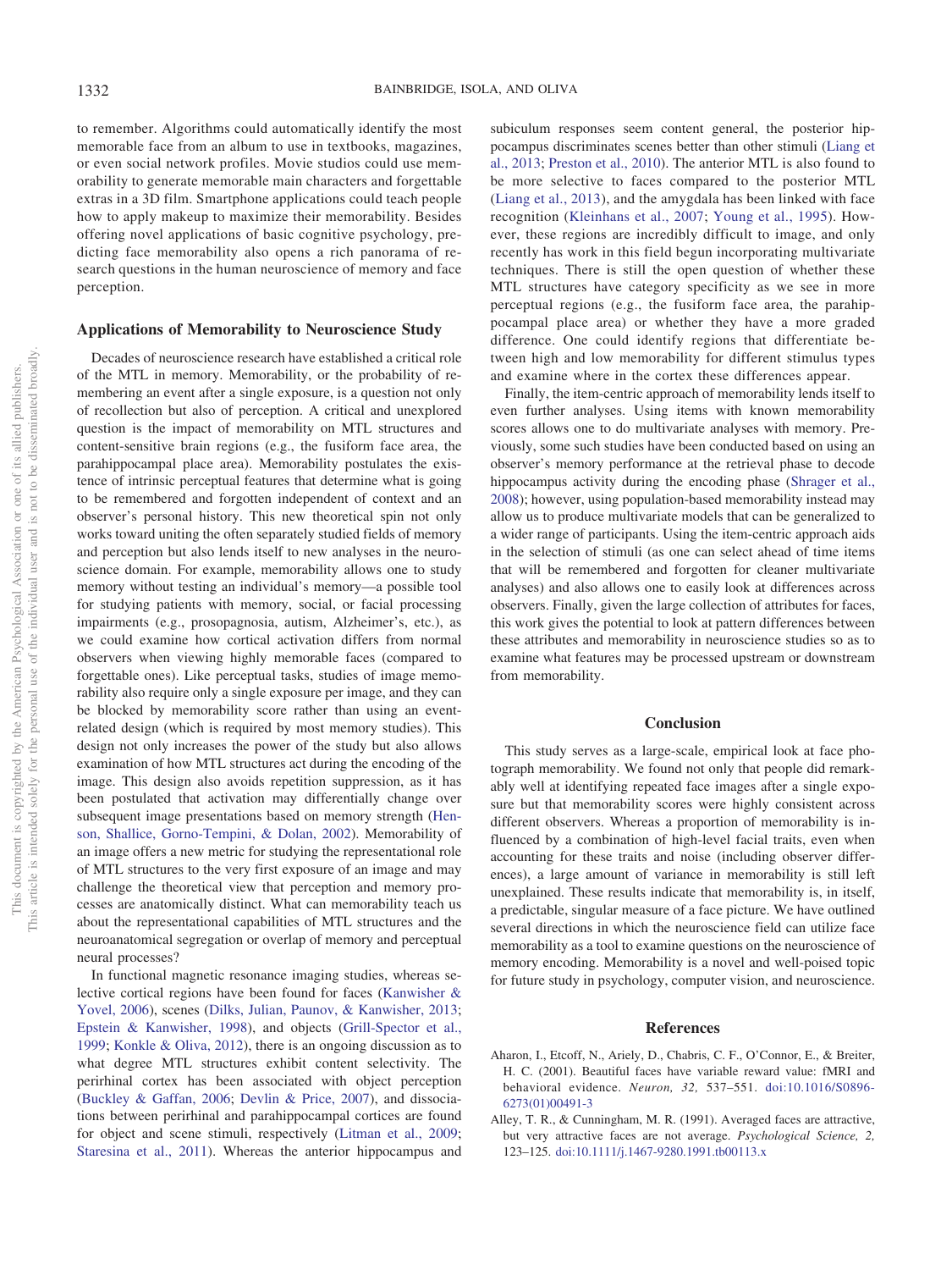to remember. Algorithms could automatically identify the most memorable face from an album to use in textbooks, magazines, or even social network profiles. Movie studios could use memorability to generate memorable main characters and forgettable extras in a 3D film. Smartphone applications could teach people how to apply makeup to maximize their memorability. Besides offering novel applications of basic cognitive psychology, predicting face memorability also opens a rich panorama of research questions in the human neuroscience of memory and face perception.

### Applications of Memorability to Neuroscience Study

Decades of neuroscience research have established a critical role of the MTL in memory. Memorability, or the probability of remembering an event after a single exposure, is a question not only of recollection but also of perception. A critical and unexplored question is the impact of memorability on MTL structures and content-sensitive brain regions (e.g., the fusiform face area, the parahippocampal place area). Memorability postulates the existence of intrinsic perceptual features that determine what is going to be remembered and forgotten independent of context and an observer's personal history. This new theoretical spin not only works toward uniting the often separately studied fields of memory and perception but also lends itself to new analyses in the neuroscience domain. For example, memorability allows one to study memory without testing an individual's memory—a possible tool for studying patients with memory, social, or facial processing impairments (e.g., prosopagnosia, autism, Alzheimer's, etc.), as we could examine how cortical activation differs from normal observers when viewing highly memorable faces (compared to forgettable ones). Like perceptual tasks, studies of image memorability also require only a single exposure per image, and they can be blocked by memorability score rather than using an event-related design (which is required by most memory studies). This design not only increases the power of the study but also allows examination of how MTL structures act during the encoding of the image. This design also avoids repetition suppression, as it has been postulated that activation may differentially change over subsequent image presentations based on memory strength (Henson, Shallice, Gorno-Tempini, & Dolan, 2002). Memorability of an image offers a new metric for studying the representational role of MTL structures to the very first exposure of an image and may challenge the theoretical view that perception and memory processes are anatomically distinct. What can memorability teach us about the representational capabilities of MTL structures and the neuroanatomical segregation or overlap of memory and perceptual neural processes?

In functional magnetic resonance imaging studies, whereas selective cortical regions have been found for faces (Kanwisher & Yovel, 2006), scenes (Dilks, Julian, Paunov, & Kanwisher, 2013; Epstein & Kanwisher, 1998), and objects (Grill-Spector et al., 1999; Konkle & Oliva, 2012), there is an ongoing discussion as to what degree MTL structures exhibit content selectivity. The perirhinal cortex has been associated with object perception (Buckley & Gaffan, 2006; Devlin & Price, 2007), and dissociations between perirhinal and parahippocampal cortices are found for object and scene stimuli, respectively (Litman et al., 2009; Staresina et al., 2011). Whereas the anterior hippocampus and subiculum responses seem content general, the posterior hippocampus discriminates scenes better than other stimuli (Liang et al., 2013; Preston et al., 2010). The anterior MTL is also found to be more selective to faces compared to the posterior MTL (Liang et al., 2013), and the amygdala has been linked with face recognition (Kleinhans et al., 2007; Young et al., 1995). However, these regions are incredibly difficult to image, and only recently has work in this field begun incorporating multivariate techniques. There is still the open question of whether these MTL structures have category specificity as we see in more perceptual regions (e.g., the fusiform face area, the parahippocampal place area) or whether they have a more graded difference. One could identify regions that differentiate between high and low memorability for different stimulus types and examine where in the cortex these differences appear.

Finally, the item-centric approach of memorability lends itself to even further analyses. Using items with known memorability scores allows one to do multivariate analyses with memory. Previously, some such studies have been conducted based on using an observer's memory performance at the retrieval phase to decode hippocampus activity during the encoding phase (Shrager et al., 2008); however, using population-based memorability instead may allow us to produce multivariate models that can be generalized to a wider range of participants. Using the item-centric approach aids in the selection of stimuli (as one can select ahead of time items that will be remembered and forgotten for cleaner multivariate analyses) and also allows one to easily look at differences across observers. Finally, given the large collection of attributes for faces, this work gives the potential to look at pattern differences between these attributes and memorability in neuroscience studies so as to examine what features may be processed upstream or downstream from memorability.

## Conclusion

This study serves as a large-scale, empirical look at face photograph memorability. We found not only that people did remarkably well at identifying repeated face images after a single exposure but that memorability scores were highly consistent across different observers. Whereas a proportion of memorability is influenced by a combination of high-level facial traits, even when accounting for these traits and noise (including observer differences), a large amount of variance in memorability is still left unexplained. These results indicate that memorability is, in itself, a predictable, singular measure of a face picture. We have outlined several directions in which the neuroscience field can utilize face memorability as a tool to examine questions on the neuroscience of memory encoding. Memorability is a novel and well-poised topic for future study in psychology, computer vision, and neuroscience.

## References

Aharon, I., Etcoff, N., Ariely, D., Chabris, C. F., O'Connor, E., & Breiter, H. C. (2001). Beautiful faces have variable reward value: fMRI and behavioral evidence. *Neuron, 32,* 537–551. doi:10.1016/S0896-6273(01)00491-3

Alley, T. R., & Cunningham, M. R. (1991). Averaged faces are attractive, but very attractive faces are not average. *Psychological Science, 2,* 123–125. doi:10.1111/j.1467-9280.1991.tb00113.x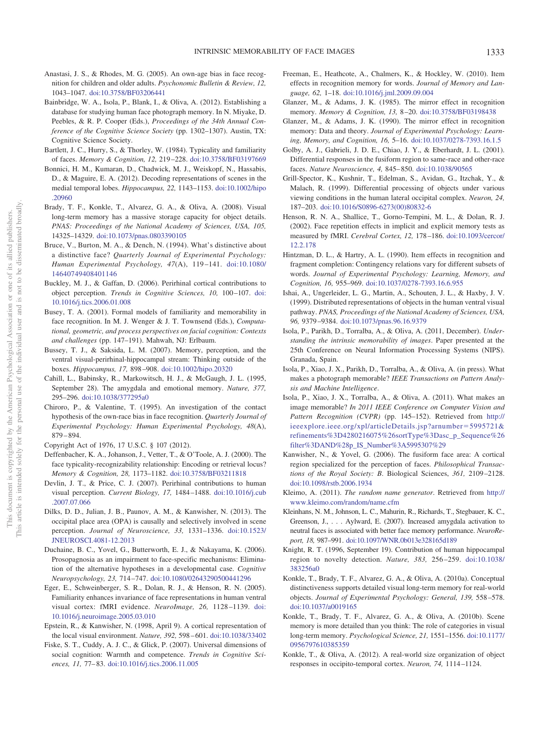Anastasi, J. S., & Rhodes, M. G. (2005). An own-age bias in face recognition for children and older adults. *Psychonomic Bulletin & Review, 12,* 1043–1047. doi:10.3758/BF03206441

Bainbridge, W. A., Isola, P., Blank, I., & Oliva, A. (2012). Establishing a database for studying human face photograph memory. In N. Miyake, D. Peebles, & R. P. Cooper (Eds.), *Proceedings of the 34th Annual Conference of the Cognitive Science Society* (pp. 1302–1307). Austin, TX: Cognitive Science Society.

Bartlett, J. C., Hurry, S., & Thorley, W. (1984). Typicality and familiarity of faces. *Memory & Cognition, 12,* 219–228. doi:10.3758/BF03197669

Bonnici, H. M., Kumaran, D., Chadwick, M. J., Weiskopf, N., Hassabis, D., & Maguire, E. A. (2012). Decoding representations of scenes in the medial temporal lobes. *Hippocampus, 22,* 1143–1153. doi:10.1002/hipo.20960

Brady, T. F., Konkle, T., Alvarez, G. A., & Oliva, A. (2008). Visual long-term memory has a massive storage capacity for object details. *PNAS: Proceedings of the National Academy of Sciences, USA, 105,* 14325–14329. doi:10.1073/pnas.0803390105

Bruce, V., Burton, M. A., & Dench, N. (1994). What's distinctive about a distinctive face? *Quarterly Journal of Experimental Psychology: Human Experimental Psychology, 47*(A), 119–141. doi:10.1080/14640749408401146

Buckley, M. J., & Gaffan, D. (2006). Perirhinal cortical contributions to object perception. *Trends in Cognitive Sciences, 10,* 100–107. doi:10.1016/j.tics.2006.01.008

Busey, T. A. (2001). Formal models of familiarity and memorability in face recognition. In M. J. Wenger & J. T. Townsend (Eds.), *Computational, geometric, and process perspectives on facial cognition: Contexts and challenges* (pp. 147–191). Mahwah, NJ: Erlbaum.

Bussey, T. J., & Saksida, L. M. (2007). Memory, perception, and the ventral visual-perirhinal-hippocampal stream: Thinking outside of the boxes. *Hippocampus, 17,* 898–908. doi:10.1002/hipo.20320

Cahill, L., Babinsky, R., Markowitsch, H. J., & McGaugh, J. L. (1995, September 28). The amygdala and emotional memory. *Nature, 377,* 295–296. doi:10.1038/377295a0

Chiroro, P., & Valentine, T. (1995). An investigation of the contact hypothesis of the own-race bias in face recognition. *Quarterly Journal of Experimental Psychology: Human Experimental Psychology, 48*(A), 879–894.

Copyright Act of 1976, 17 U.S.C. § 107 (2012).

Deffenbacher, K. A., Johanson, J., Vetter, T., & O'Toole, A. J. (2000). The face typicality-recognizability relationship: Encoding or retrieval locus? *Memory & Cognition, 28,* 1173–1182. doi:10.3758/BF03211818

Devlin, J. T., & Price, C. J. (2007). Perirhinal contributions to human visual perception. *Current Biology, 17,* 1484–1488. doi:10.1016/j.cub.2007.07.066

Dilks, D. D., Julian, J. B., Paunov, A. M., & Kanwisher, N. (2013). The occipital place area (OPA) is causally and selectively involved in scene perception. *Journal of Neuroscience, 33,* 1331–1336. doi:10.1523/JNEUROSCI.4081-12.2013

Duchaine, B. C., Yovel, G., Butterworth, E. J., & Nakayama, K. (2006). Prosopagnosia as an impairment to face-specific mechanisms: Elimination of the alternative hypotheses in a developmental case. *Cognitive Neuropsychology, 23,* 714–747. doi:10.1080/02643290500441296

Eger, E., Schweinberger, S. R., Dolan, R. J., & Henson, R. N. (2005). Familiarity enhances invariance of face representations in human ventral visual cortex: fMRI evidence. *NeuroImage, 26,* 1128–1139. doi:10.1016/j.neuroimage.2005.03.010

Epstein, R., & Kanwisher, N. (1998, April 9). A cortical representation of the local visual environment. *Nature, 392,* 598–601. doi:10.1038/33402

Fiske, S. T., Cuddy, A. J. C., & Glick, P. (2007). Universal dimensions of social cognition: Warmth and competence. *Trends in Cognitive Sciences, 11,* 77–83. doi:10.1016/j.tics.2006.11.005

Freeman, E., Heathcote, A., Chalmers, K., & Hockley, W. (2010). Item effects in recognition memory for words. *Journal of Memory and Language, 62,* 1–18. doi:10.1016/j.jml.2009.09.004

Glanzer, M., & Adams, J. K. (1985). The mirror effect in recognition memory. *Memory & Cognition, 13,* 8–20. doi:10.3758/BF03198438

Glanzer, M., & Adams, J. K. (1990). The mirror effect in recognition memory: Data and theory. *Journal of Experimental Psychology: Learning, Memory, and Cognition, 16,* 5–16. doi:10.1037/0278-7393.16.1.5

Golby, A. J., Gabrieli, J. D. E., Chiao, J. Y., & Eberhardt, J. L. (2001). Differential responses in the fusiform region to same-race and other-race faces. *Nature Neuroscience, 4,* 845–850. doi:10.1038/90565

Grill-Spector, K., Kushnir, T., Edelman, S., Avidan, G., Itzchak, Y., & Malach, R. (1999). Differential processing of objects under various viewing conditions in the human lateral occipital complex. *Neuron, 24,* 187–203. doi:10.1016/S0896-6273(00)80832-6

Henson, R. N. A., Shallice, T., Gorno-Tempini, M. L., & Dolan, R. J. (2002). Face repetition effects in implicit and explicit memory tests as measured by fMRI. *Cerebral Cortex, 12,* 178–186. doi:10.1093/cercor/12.2.178

Hintzman, D. L., & Hartry, A. L. (1990). Item effects in recognition and fragment completion: Contingency relations vary for different subsets of words. *Journal of Experimental Psychology: Learning, Memory, and Cognition, 16,* 955–969. doi:10.1037/0278-7393.16.6.955

Ishai, A., Ungerleider, L. G., Martin, A., Schouten, J. L., & Haxby, J. V. (1999). Distributed representations of objects in the human ventral visual pathway. *PNAS, Proceedings of the National Academy of Sciences, USA, 96,* 9379–9384. doi:10.1073/pnas.96.16.9379

Isola, P., Parikh, D., Torralba, A., & Oliva, A. (2011, December). *Understanding the intrinsic memorability of images*. Paper presented at the 25th Conference on Neural Information Processing Systems (NIPS). Granada, Spain.

Isola, P., Xiao, J. X., Parikh, D., Torralba, A., & Oliva, A. (in press). What makes a photograph memorable? *IEEE Transactions on Pattern Analysis and Machine Intelligence*.

Isola, P., Xiao, J. X., Torralba, A., & Oliva, A. (2011). What makes an image memorable? *In 2011 IEEE Conference on Computer Vision and Pattern Recognition (CVPR)* (pp. 145–152). Retrieved from http://ieeexplore.ieee.org/xpl/articleDetails.jsp?arnumber=5995721&refinements%3D4280216075%26sortType%3Dasc_p_Sequence%26filter%3DAND%28p_IS_Number%3A5995307%29

Kanwisher, N., & Yovel, G. (2006). The fusiform face area: A cortical region specialized for the perception of faces. *Philosophical Transactions of the Royal Society: B*. Biological Sciences, *361,* 2109–2128. doi:10.1098/rstb.2006.1934

Kleimo, A. (2011). *The random name generator*. Retrieved from http://www.kleimo.com/random/name.cfm

Kleinhans, N. M., Johnson, L. C., Mahurin, R., Richards, T., Stegbauer, K. C., Greenson, J., . . . Aylward, E. (2007). Increased amygdala activation to neutral faces is associated with better face memory performance. *NeuroReport, 18,* 987–991. doi:10.1097/WNR.0b013e328165d189

Knight, R. T. (1996, September 19). Contribution of human hippocampal region to novelty detection. *Nature, 383,* 256–259. doi:10.1038/383256a0

Konkle, T., Brady, T. F., Alvarez, G. A., & Oliva, A. (2010a). Conceptual distinctiveness supports detailed visual long-term memory for real-world objects. *Journal of Experimental Psychology: General, 139,* 558–578. doi:10.1037/a0019165

Konkle, T., Brady, T. F., Alvarez, G. A., & Oliva, A. (2010b). Scene memory is more detailed than you think: The role of categories in visual long-term memory. *Psychological Science, 21,* 1551–1556. doi:10.1177/0956797610385359

Konkle, T., & Oliva, A. (2012). A real-world size organization of object responses in occipito-temporal cortex. *Neuron, 74,* 1114–1124.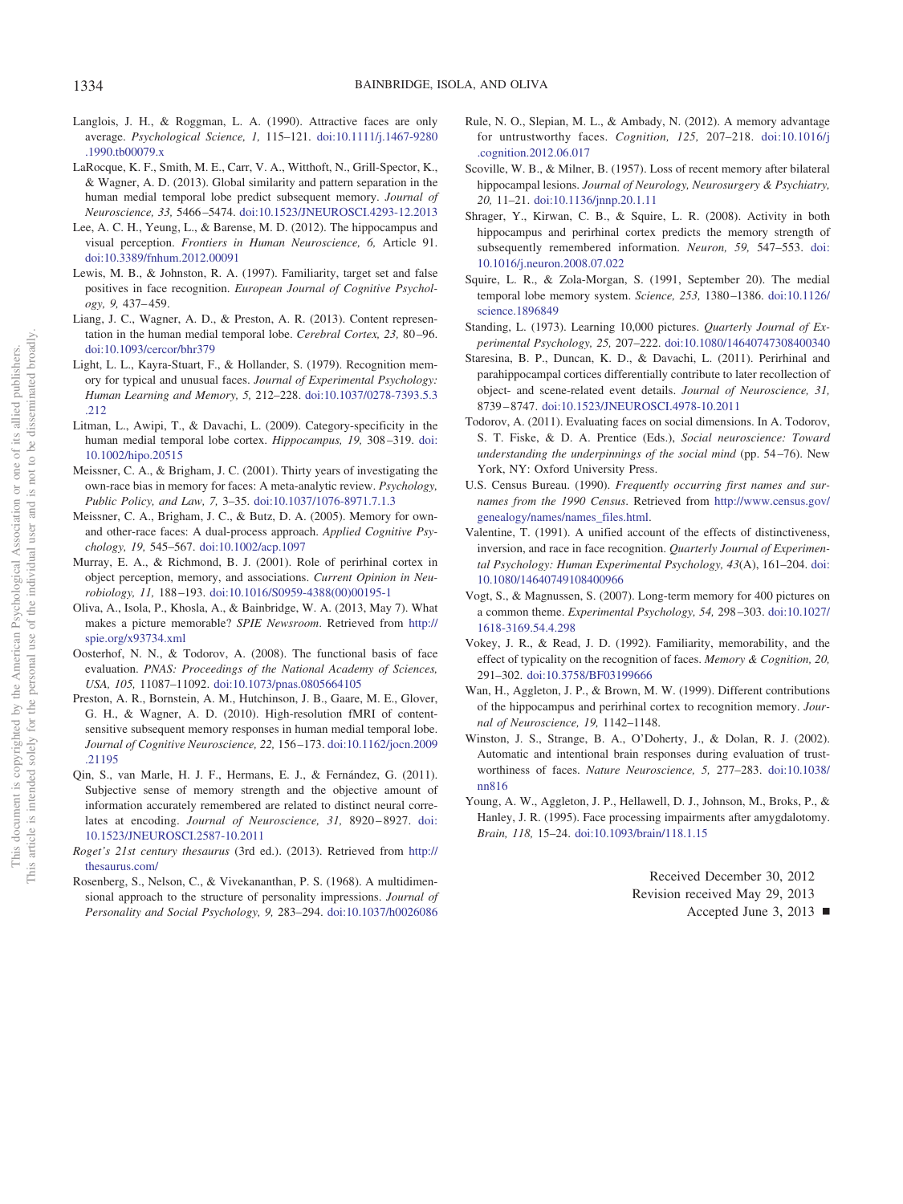Langlois, J. H., & Roggman, L. A. (1990). Attractive faces are only average. *Psychological Science, 1,* 115–121. doi:10.1111/j.1467-9280.1990.tb00079.x

LaRocque, K. F., Smith, M. E., Carr, V. A., Witthoft, N., Grill-Spector, K., & Wagner, A. D. (2013). Global similarity and pattern separation in the human medial temporal lobe predict subsequent memory. *Journal of Neuroscience, 33,* 5466–5474. doi:10.1523/JNEUROSCI.4293-12.2013

Lee, A. C. H., Yeung, L., & Barense, M. D. (2012). The hippocampus and visual perception. *Frontiers in Human Neuroscience, 6,* Article 91. doi:10.3389/fnhum.2012.00091

Lewis, M. B., & Johnston, R. A. (1997). Familiarity, target set and false positives in face recognition. *European Journal of Cognitive Psychology, 9,* 437–459.

Liang, J. C., Wagner, A. D., & Preston, A. R. (2013). Content representation in the human medial temporal lobe. *Cerebral Cortex, 23,* 80–96. doi:10.1093/cercor/bhr379

Light, L. L., Kayra-Stuart, F., & Hollander, S. (1979). Recognition memory for typical and unusual faces. *Journal of Experimental Psychology: Human Learning and Memory, 5,* 212–228. doi:10.1037/0278-7393.5.3.212

Litman, L., Awipi, T., & Davachi, L. (2009). Category-specificity in the human medial temporal lobe cortex. *Hippocampus, 19,* 308–319. doi:10.1002/hipo.20515

Meissner, C. A., & Brigham, J. C. (2001). Thirty years of investigating the own-race bias in memory for faces: A meta-analytic review. *Psychology, Public Policy, and Law, 7,* 3–35. doi:10.1037/1076-8971.7.1.3

Meissner, C. A., Brigham, J. C., & Butz, D. A. (2005). Memory for own- and other-race faces: A dual-process approach. *Applied Cognitive Psychology, 19,* 545–567. doi:10.1002/acp.1097

Murray, E. A., & Richmond, B. J. (2001). Role of perirhinal cortex in object perception, memory, and associations. *Current Opinion in Neurobiology, 11,* 188–193. doi:10.1016/S0959-4388(00)00195-1

Oliva, A., Isola, P., Khosla, A., & Bainbridge, W. A. (2013, May 7). What makes a picture memorable? *SPIE Newsroom*. Retrieved from http://spie.org/x93734.xml

Oosterhof, N. N., & Todorov, A. (2008). The functional basis of face evaluation. *PNAS: Proceedings of the National Academy of Sciences, USA, 105,* 11087–11092. doi:10.1073/pnas.0805664105

Preston, A. R., Bornstein, A. M., Hutchinson, J. B., Gaare, M. E., Glover, G. H., & Wagner, A. D. (2010). High-resolution fMRI of content-sensitive subsequent memory responses in human medial temporal lobe. *Journal of Cognitive Neuroscience, 22,* 156–173. doi:10.1162/jocn.2009.21195

Qin, S., van Marle, H. J. F., Hermans, E. J., & Fernández, G. (2011). Subjective sense of memory strength and the objective amount of information accurately remembered are related to distinct neural correlates at encoding. *Journal of Neuroscience, 31,* 8920–8927. doi:10.1523/JNEUROSCI.2587-10.2011

*Roget's 21st century thesaurus* (3rd ed.). (2013). Retrieved from http://thesaurus.com/

Rosenberg, S., Nelson, C., & Vivekananthan, P. S. (1968). A multidimensional approach to the structure of personality impressions. *Journal of Personality and Social Psychology, 9,* 283–294. doi:10.1037/h0026086

Rule, N. O., Slepian, M. L., & Ambady, N. (2012). A memory advantage for untrustworthy faces. *Cognition, 125,* 207–218. doi:10.1016/j.cognition.2012.06.017

Scoville, W. B., & Milner, B. (1957). Loss of recent memory after bilateral hippocampal lesions. *Journal of Neurology, Neurosurgery & Psychiatry, 20,* 11–21. doi:10.1136/jnnp.20.1.11

Shrager, Y., Kirwan, C. B., & Squire, L. R. (2008). Activity in both hippocampus and perirhinal cortex predicts the memory strength of subsequently remembered information. *Neuron, 59,* 547–553. doi:10.1016/j.neuron.2008.07.022

Squire, L. R., & Zola-Morgan, S. (1991, September 20). The medial temporal lobe memory system. *Science, 253,* 1380–1386. doi:10.1126/science.1896849

Standing, L. (1973). Learning 10,000 pictures. *Quarterly Journal of Experimental Psychology, 25,* 207–222. doi:10.1080/14640747308400340

Staresina, B. P., Duncan, K. D., & Davachi, L. (2011). Perirhinal and parahippocampal cortices differentially contribute to later recollection of object- and scene-related event details. *Journal of Neuroscience, 31,* 8739–8747. doi:10.1523/JNEUROSCI.4978-10.2011

Todorov, A. (2011). Evaluating faces on social dimensions. In A. Todorov, S. T. Fiske, & D. A. Prentice (Eds.), *Social neuroscience: Toward understanding the underpinnings of the social mind* (pp. 54–76). New York, NY: Oxford University Press.

U.S. Census Bureau. (1990). *Frequently occurring first names and surnames from the 1990 Census*. Retrieved from http://www.census.gov/genealogy/names/names_files.html.

Valentine, T. (1991). A unified account of the effects of distinctiveness, inversion, and race in face recognition. *Quarterly Journal of Experimental Psychology: Human Experimental Psychology, 43*(A), 161–204. doi:10.1080/14640749108400966

Vogt, S., & Magnussen, S. (2007). Long-term memory for 400 pictures on a common theme. *Experimental Psychology, 54,* 298–303. doi:10.1027/1618-3169.54.4.298

Vokey, J. R., & Read, J. D. (1992). Familiarity, memorability, and the effect of typicality on the recognition of faces. *Memory & Cognition, 20,* 291–302. doi:10.3758/BF03199666

Wan, H., Aggleton, J. P., & Brown, M. W. (1999). Different contributions of the hippocampus and perirhinal cortex to recognition memory. *Journal of Neuroscience, 19,* 1142–1148.

Winston, J. S., Strange, B. A., O'Doherty, J., & Dolan, R. J. (2002). Automatic and intentional brain responses during evaluation of trustworthiness of faces. *Nature Neuroscience, 5,* 277–283. doi:10.1038/nn816

Young, A. W., Aggleton, J. P., Hellawell, D. J., Johnson, M., Broks, P., & Hanley, J. R. (1995). Face processing impairments after amygdalotomy. *Brain, 118,* 15–24. doi:10.1093/brain/118.1.15

Received December 30, 2012
Revision received May 29, 2013
Accepted June 3, 2013 ■